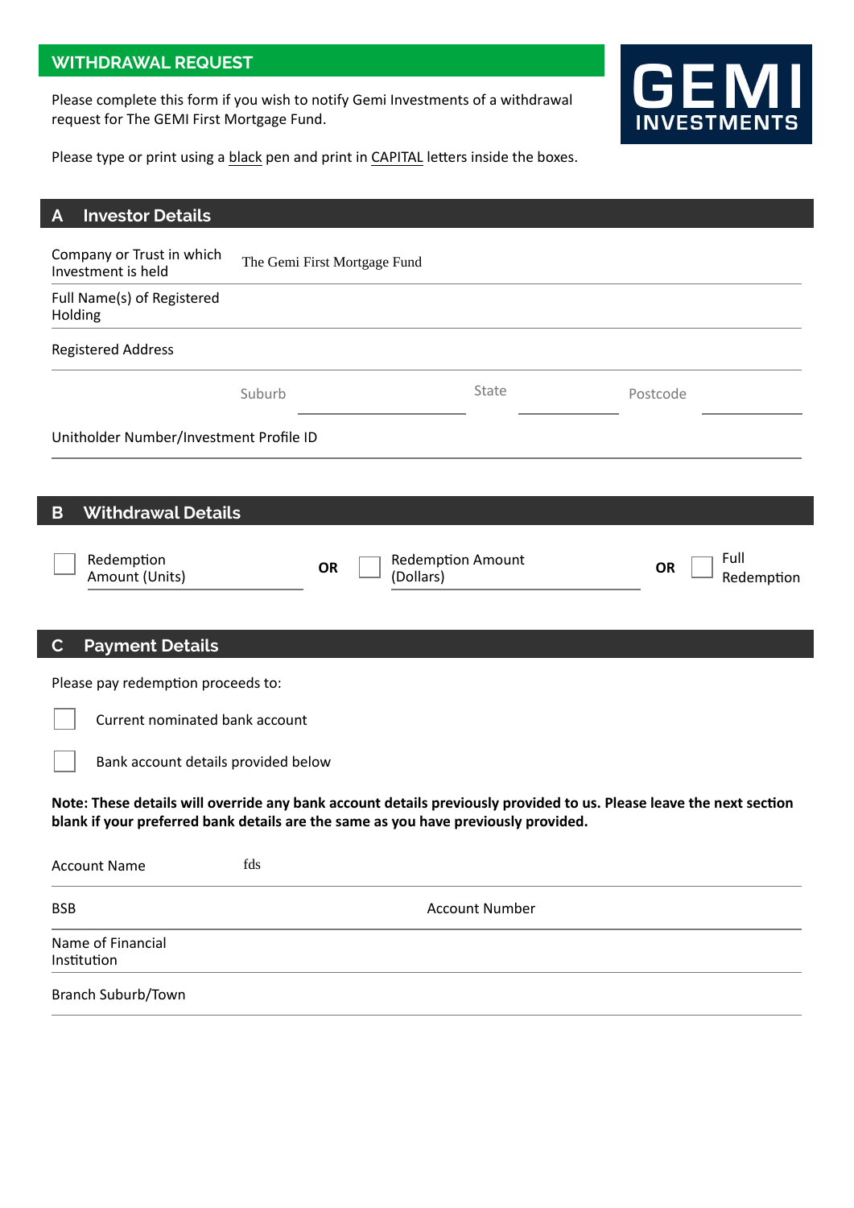## WITHDRAWAL REQUEST

**GEMI INVESTMENTS**

Please complete this form if you wish to notify Gemi Investments of a withdrawal request for The GEMI First Mortgage Fund.

Please type or print using a black pen and print in CAPITAL letters inside the boxes.

## A Investor Details

Company or Trust in which Investment is held: The Gemi First Mortgage Fund

Full Name(s) of Registered Holding:

Registered Address:

Suburb: State: Postcode:

Unitholder Number/Investment Profile ID:

## B Withdrawal Details

☐ Redemption Amount (Units) **OR** ☐ Redemption Amount (Dollars) **OR** ☐ Full Redemption

## C Payment Details

Please pay redemption proceeds to:

☐ Current nominated bank account

☐ Bank account details provided below

**Note: These details will override any bank account details previously provided to us. Please leave the next section blank if your preferred bank details are the same as you have previously provided.**

Account Name: fds

BSB: Account Number:

Name of Financial Institution:

Branch Suburb/Town: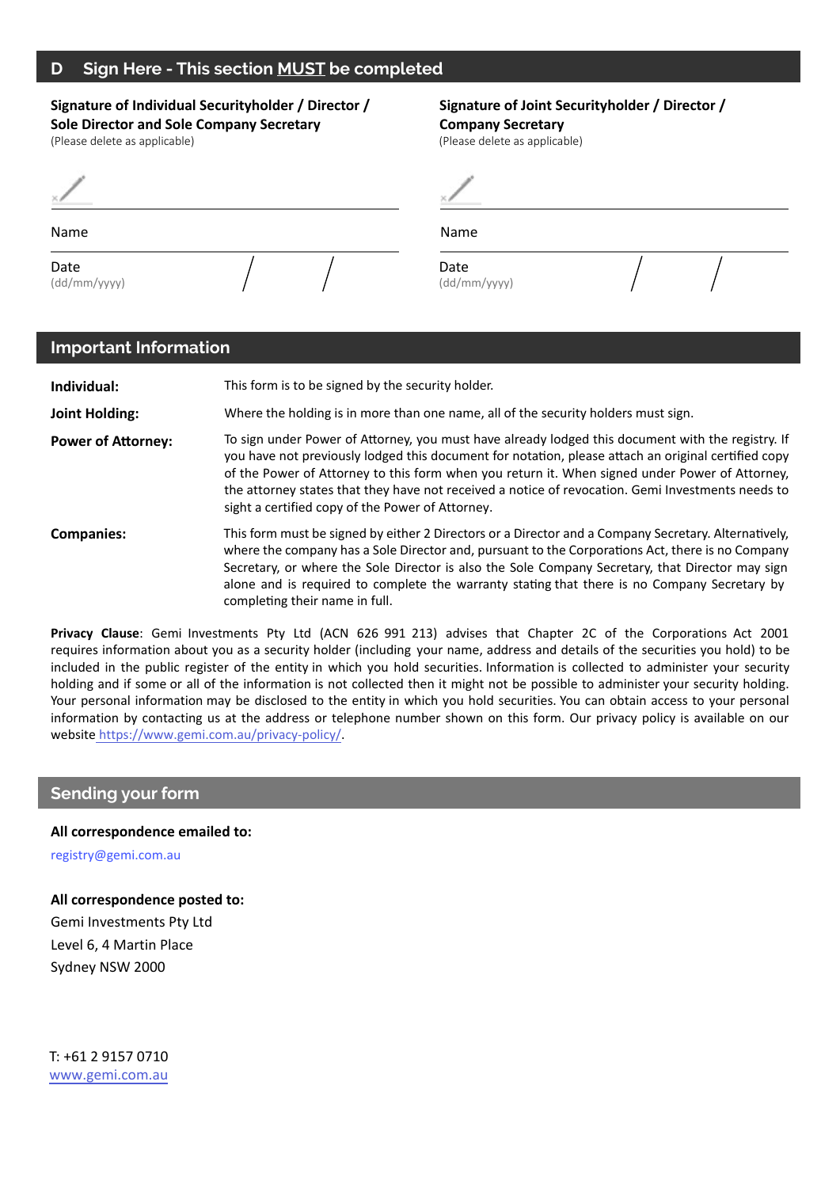## D Sign Here - This section **MUST** be completed

**Signature of Individual Securityholder / Director / Sole Director and Sole Company Secretary**
(Please delete as applicable)

Name

Date
(dd/mm/yyyy) / /

**Signature of Joint Securityholder / Director / Company Secretary**
(Please delete as applicable)

Name

Date
(dd/mm/yyyy) / /

## Important Information

| | |
|---|---|
| **Individual:** | This form is to be signed by the security holder. |
| **Joint Holding:** | Where the holding is in more than one name, all of the security holders must sign. |
| **Power of Attorney:** | To sign under Power of Attorney, you must have already lodged this document with the registry. If you have not previously lodged this document for notation, please attach an original certified copy of the Power of Attorney to this form when you return it. When signed under Power of Attorney, the attorney states that they have not received a notice of revocation. Gemi Investments needs to sight a certified copy of the Power of Attorney. |
| **Companies:** | This form must be signed by either 2 Directors or a Director and a Company Secretary. Alternatively, where the company has a Sole Director and, pursuant to the Corporations Act, there is no Company Secretary, or where the Sole Director is also the Sole Company Secretary, that Director may sign alone and is required to complete the warranty stating that there is no Company Secretary by completing their name in full. |

**Privacy Clause**: Gemi Investments Pty Ltd (ACN 626 991 213) advises that Chapter 2C of the Corporations Act 2001 requires information about you as a security holder (including your name, address and details of the securities you hold) to be included in the public register of the entity in which you hold securities. Information is collected to administer your security holding and if some or all of the information is not collected then it might not be possible to administer your security holding. Your personal information may be disclosed to the entity in which you hold securities. You can obtain access to your personal information by contacting us at the address or telephone number shown on this form. Our privacy policy is available on our website https://www.gemi.com.au/privacy-policy/.

## Sending your form

**All correspondence emailed to:**

registry@gemi.com.au

**All correspondence posted to:**

Gemi Investments Pty Ltd
Level 6, 4 Martin Place
Sydney NSW 2000

T: +61 2 9157 0710
www.gemi.com.au